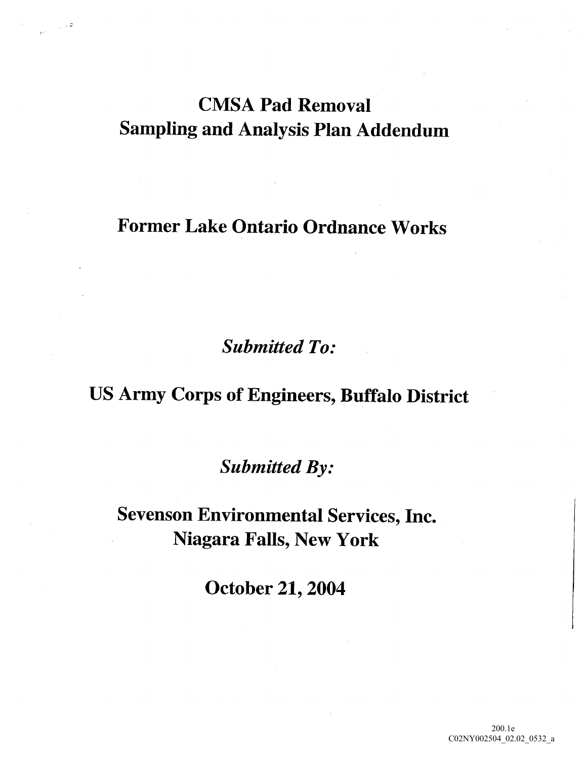# CMSA Pad Removal
# Sampling and Analysis Plan Addendum

## Former Lake Ontario Ordnance Works

*Submitted To:*

**US Army Corps of Engineers, Buffalo District**

*Submitted By:*

**Sevenson Environmental Services, Inc.**
**Niagara Falls, New York**

**October 21, 2004**

200.1e
C02NY002504_02.02_0532_a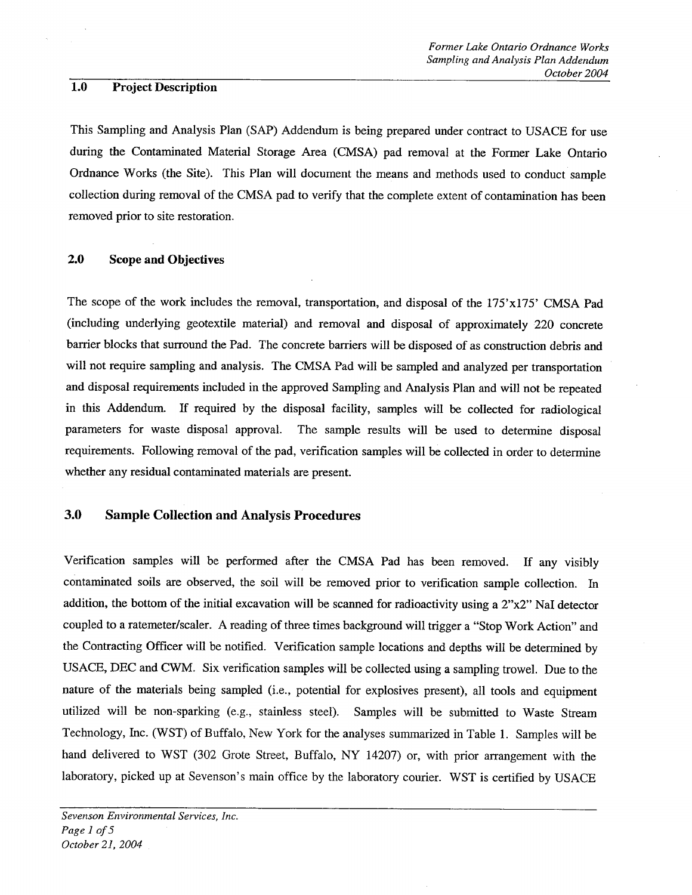## 1.0 Project Description

This Sampling and Analysis Plan (SAP) Addendum is being prepared under contract to USACE for use during the Contaminated Material Storage Area (CMSA) pad removal at the Former Lake Ontario Ordnance Works (the Site). This Plan will document the means and methods used to conduct sample collection during removal of the CMSA pad to verify that the complete extent of contamination has been removed prior to site restoration.

## 2.0 Scope and Objectives

The scope of the work includes the removal, transportation, and disposal of the 175'x175' CMSA Pad (including underlying geotextile material) and removal and disposal of approximately 220 concrete barrier blocks that surround the Pad. The concrete barriers will be disposed of as construction debris and will not require sampling and analysis. The CMSA Pad will be sampled and analyzed per transportation and disposal requirements included in the approved Sampling and Analysis Plan and will not be repeated in this Addendum. If required by the disposal facility, samples will be collected for radiological parameters for waste disposal approval. The sample results will be used to determine disposal requirements. Following removal of the pad, verification samples will be collected in order to determine whether any residual contaminated materials are present.

## 3.0 Sample Collection and Analysis Procedures

Verification samples will be performed after the CMSA Pad has been removed. If any visibly contaminated soils are observed, the soil will be removed prior to verification sample collection. In addition, the bottom of the initial excavation will be scanned for radioactivity using a 2"x2" NaI detector coupled to a ratemeter/scaler. A reading of three times background will trigger a "Stop Work Action" and the Contracting Officer will be notified. Verification sample locations and depths will be determined by USACE, DEC and CWM. Six verification samples will be collected using a sampling trowel. Due to the nature of the materials being sampled (i.e., potential for explosives present), all tools and equipment utilized will be non-sparking (e.g., stainless steel). Samples will be submitted to Waste Stream Technology, Inc. (WST) of Buffalo, New York for the analyses summarized in Table 1. Samples will be hand delivered to WST (302 Grote Street, Buffalo, NY 14207) or, with prior arrangement with the laboratory, picked up at Sevenson's main office by the laboratory courier. WST is certified by USACE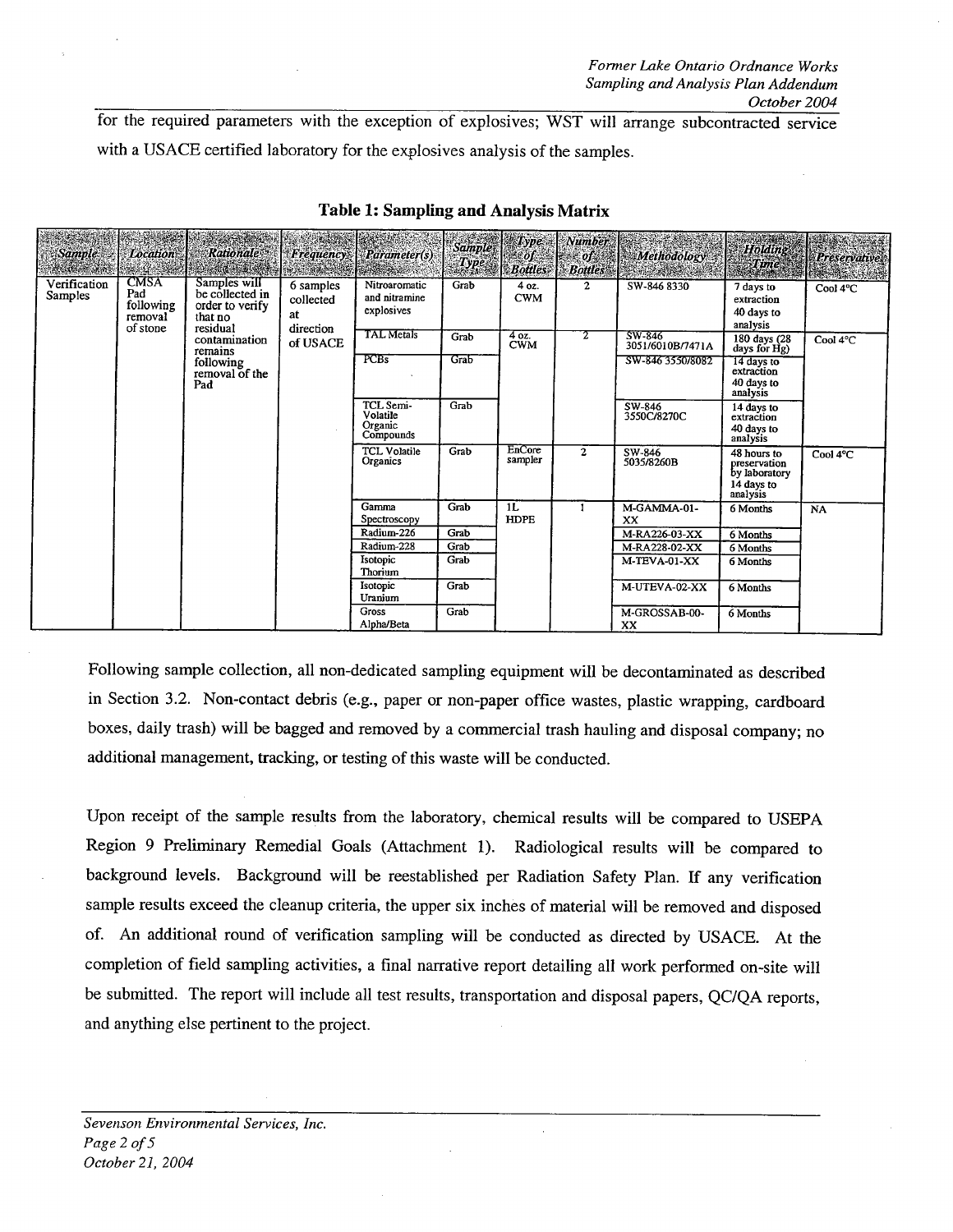for the required parameters with the exception of explosives; WST will arrange subcontracted service with a USACE certified laboratory for the explosives analysis of the samples.

**Table 1: Sampling and Analysis Matrix**

| Sample | Location | Rationale | Frequency | Parameter(s) | Sample Type | Type of Bottles | Number of Bottles | Methodology | Holding Time | Preservative |
|---|---|---|---|---|---|---|---|---|---|---|
| Verification Samples | CMSA Pad following removal of stone | Samples will be collected in order to verify that no residual contamination remains following removal of the Pad | 6 samples collected at direction of USACE | Nitroaromatic and nitramine explosives | Grab | 4 oz. CWM | 2 | SW-846 8330 | 7 days to extraction 40 days to analysis | Cool 4°C |
| | | | | TAL Metals | Grab | 4 oz. CWM | 2 | SW-846 3051/6010B/7471A | 180 days (28 days for Hg) | Cool 4°C |
| | | | | PCBs | Grab | | | SW-846 3550/8082 | 14 days to extraction 40 days to analysis | |
| | | | | TCL Semi-Volatile Organic Compounds | Grab | | | SW-846 3550C/8270C | 14 days to extraction 40 days to analysis | |
| | | | | TCL Volatile Organics | Grab | EnCore sampler | 2 | SW-846 5035/8260B | 48 hours to preservation by laboratory 14 days to analysis | Cool 4°C |
| | | | | Gamma Spectroscopy | Grab | 1L HDPE | 1 | M-GAMMA-01-XX | 6 Months | NA |
| | | | | Radium-226 | Grab | | | M-RA226-03-XX | 6 Months | |
| | | | | Radium-228 | Grab | | | M-RA228-02-XX | 6 Months | |
| | | | | Isotopic Thorium | Grab | | | M-TEVA-01-XX | 6 Months | |
| | | | | Isotopic Uranium | Grab | | | M-UTEVA-02-XX | 6 Months | |
| | | | | Gross Alpha/Beta | Grab | | | M-GROSSAB-00-XX | 6 Months | |

Following sample collection, all non-dedicated sampling equipment will be decontaminated as described in Section 3.2. Non-contact debris (e.g., paper or non-paper office wastes, plastic wrapping, cardboard boxes, daily trash) will be bagged and removed by a commercial trash hauling and disposal company; no additional management, tracking, or testing of this waste will be conducted.

Upon receipt of the sample results from the laboratory, chemical results will be compared to USEPA Region 9 Preliminary Remedial Goals (Attachment 1). Radiological results will be compared to background levels. Background will be reestablished per Radiation Safety Plan. If any verification sample results exceed the cleanup criteria, the upper six inches of material will be removed and disposed of. An additional round of verification sampling will be conducted as directed by USACE. At the completion of field sampling activities, a final narrative report detailing all work performed on-site will be submitted. The report will include all test results, transportation and disposal papers, QC/QA reports, and anything else pertinent to the project.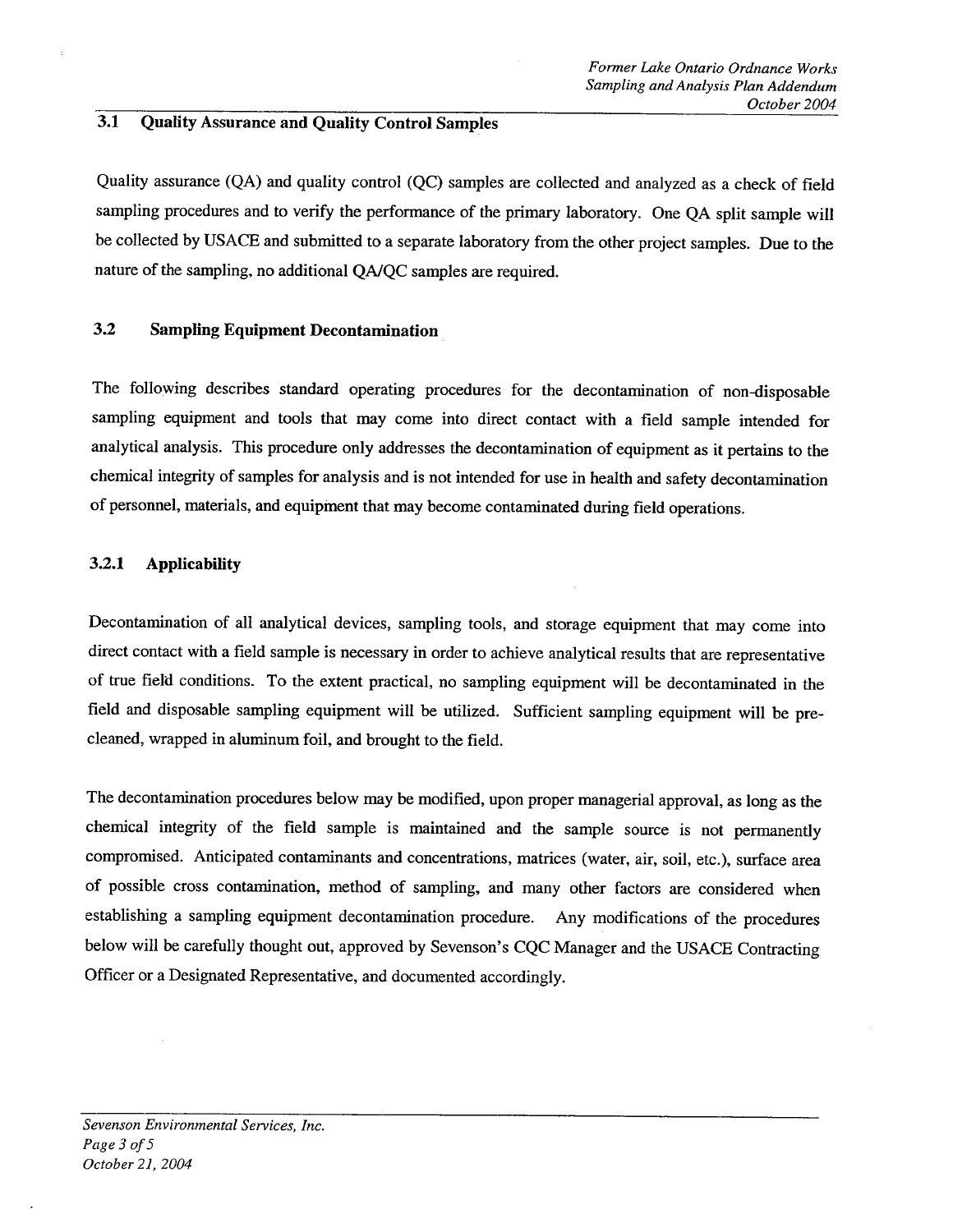### 3.1 Quality Assurance and Quality Control Samples

Quality assurance (QA) and quality control (QC) samples are collected and analyzed as a check of field sampling procedures and to verify the performance of the primary laboratory. One QA split sample will be collected by USACE and submitted to a separate laboratory from the other project samples. Due to the nature of the sampling, no additional QA/QC samples are required.

### 3.2 Sampling Equipment Decontamination

The following describes standard operating procedures for the decontamination of non-disposable sampling equipment and tools that may come into direct contact with a field sample intended for analytical analysis. This procedure only addresses the decontamination of equipment as it pertains to the chemical integrity of samples for analysis and is not intended for use in health and safety decontamination of personnel, materials, and equipment that may become contaminated during field operations.

#### 3.2.1 Applicability

Decontamination of all analytical devices, sampling tools, and storage equipment that may come into direct contact with a field sample is necessary in order to achieve analytical results that are representative of true field conditions. To the extent practical, no sampling equipment will be decontaminated in the field and disposable sampling equipment will be utilized. Sufficient sampling equipment will be pre-cleaned, wrapped in aluminum foil, and brought to the field.

The decontamination procedures below may be modified, upon proper managerial approval, as long as the chemical integrity of the field sample is maintained and the sample source is not permanently compromised. Anticipated contaminants and concentrations, matrices (water, air, soil, etc.), surface area of possible cross contamination, method of sampling, and many other factors are considered when establishing a sampling equipment decontamination procedure. Any modifications of the procedures below will be carefully thought out, approved by Sevenson's CQC Manager and the USACE Contracting Officer or a Designated Representative, and documented accordingly.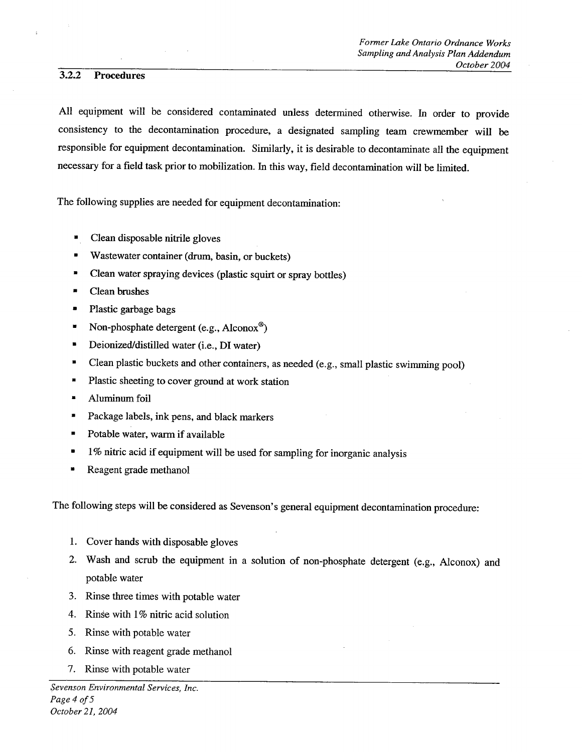### 3.2.2 Procedures

All equipment will be considered contaminated unless determined otherwise. In order to provide consistency to the decontamination procedure, a designated sampling team crewmember will be responsible for equipment decontamination. Similarly, it is desirable to decontaminate all the equipment necessary for a field task prior to mobilization. In this way, field decontamination will be limited.

The following supplies are needed for equipment decontamination:

- Clean disposable nitrile gloves
- Wastewater container (drum, basin, or buckets)
- Clean water spraying devices (plastic squirt or spray bottles)
- Clean brushes
- Plastic garbage bags
- Non-phosphate detergent (e.g., Alconox®)
- Deionized/distilled water (i.e., DI water)
- Clean plastic buckets and other containers, as needed (e.g., small plastic swimming pool)
- Plastic sheeting to cover ground at work station
- Aluminum foil
- Package labels, ink pens, and black markers
- Potable water, warm if available
- 1% nitric acid if equipment will be used for sampling for inorganic analysis
- Reagent grade methanol

The following steps will be considered as Sevenson's general equipment decontamination procedure:

1. Cover hands with disposable gloves
2. Wash and scrub the equipment in a solution of non-phosphate detergent (e.g., Alconox) and potable water
3. Rinse three times with potable water
4. Rinse with 1% nitric acid solution
5. Rinse with potable water
6. Rinse with reagent grade methanol
7. Rinse with potable water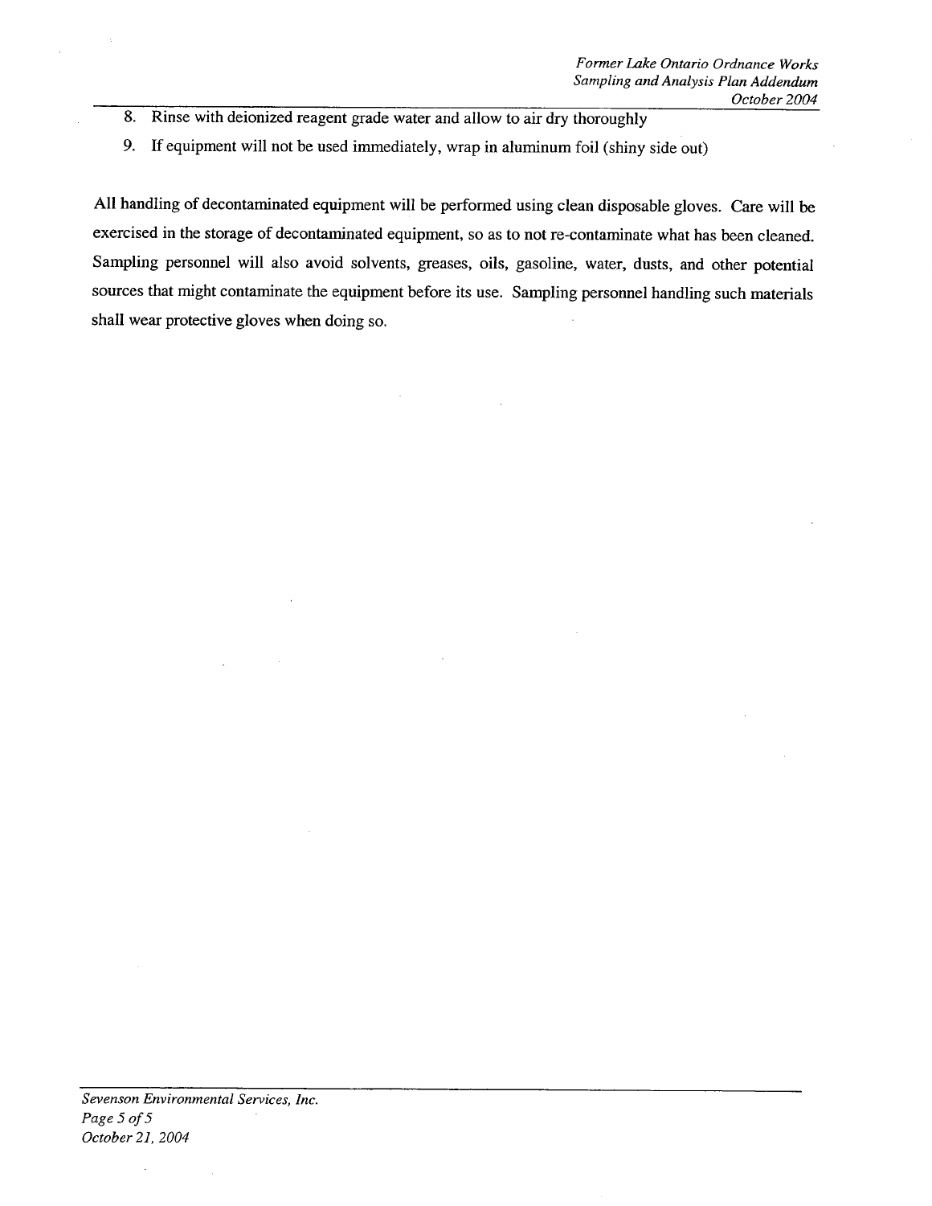8. Rinse with deionized reagent grade water and allow to air dry thoroughly
9. If equipment will not be used immediately, wrap in aluminum foil (shiny side out)

All handling of decontaminated equipment will be performed using clean disposable gloves. Care will be exercised in the storage of decontaminated equipment, so as to not re-contaminate what has been cleaned. Sampling personnel will also avoid solvents, greases, oils, gasoline, water, dusts, and other potential sources that might contaminate the equipment before its use. Sampling personnel handling such materials shall wear protective gloves when doing so.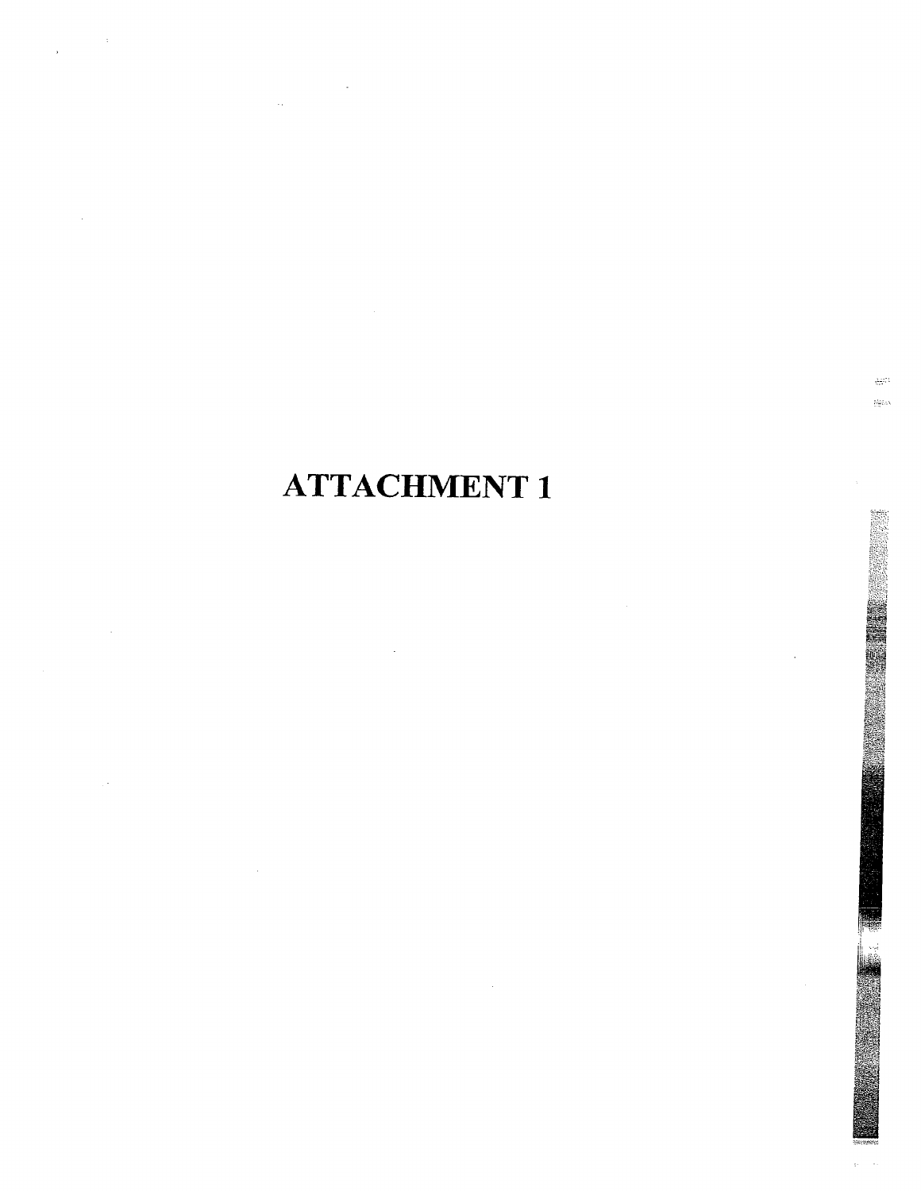# ATTACHMENT 1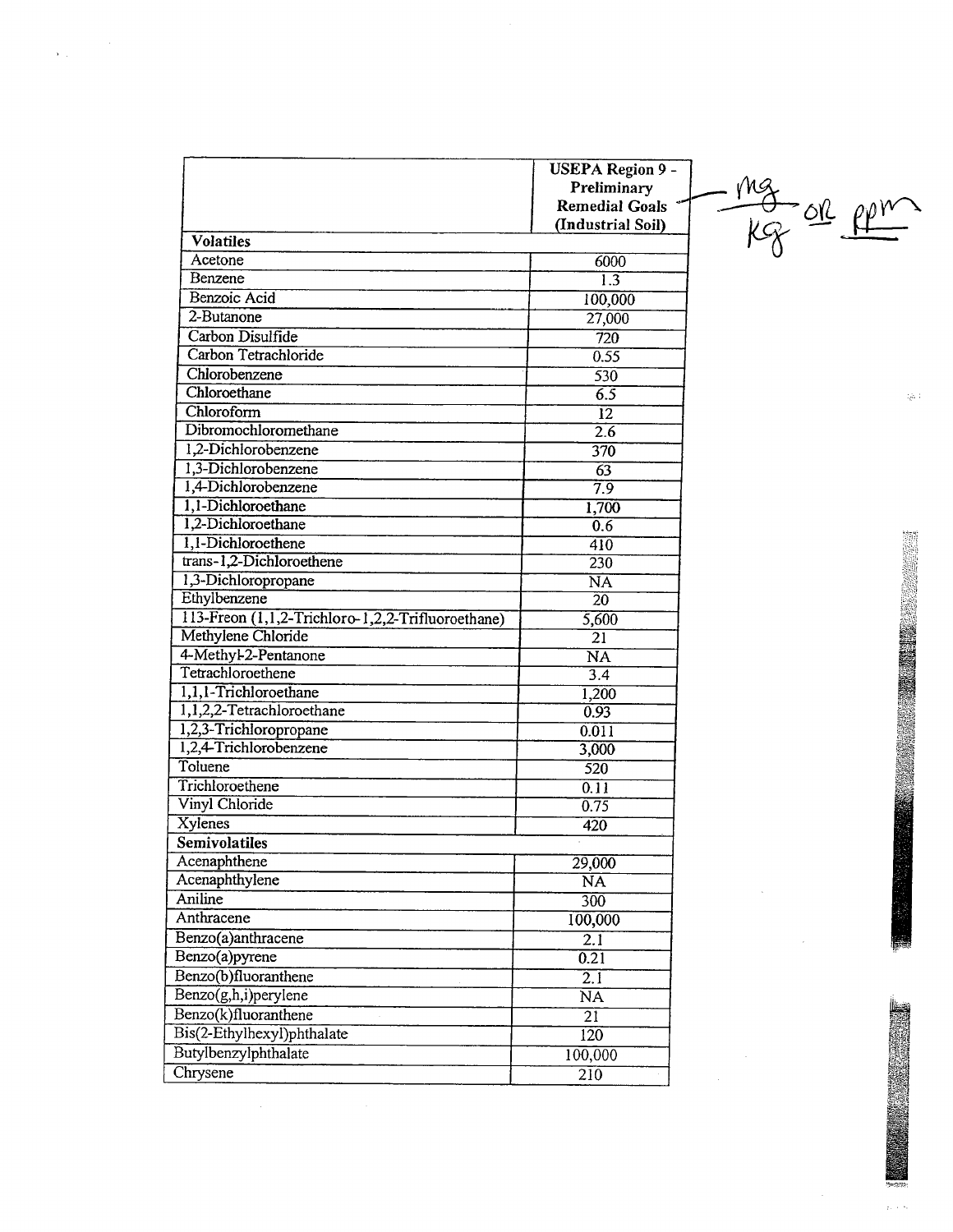| | USEPA Region 9 - Preliminary Remedial Goals (Industrial Soil) |
|---|---|
| **Volatiles** | |
| Acetone | 6000 |
| Benzene | 1.3 |
| Benzoic Acid | 100,000 |
| 2-Butanone | 27,000 |
| Carbon Disulfide | 720 |
| Carbon Tetrachloride | 0.55 |
| Chlorobenzene | 530 |
| Chloroethane | 6.5 |
| Chloroform | 12 |
| Dibromochloromethane | 2.6 |
| 1,2-Dichlorobenzene | 370 |
| 1,3-Dichlorobenzene | 63 |
| 1,4-Dichlorobenzene | 7.9 |
| 1,1-Dichloroethane | 1,700 |
| 1,2-Dichloroethane | 0.6 |
| 1,1-Dichloroethene | 410 |
| trans-1,2-Dichloroethene | 230 |
| 1,3-Dichloropropane | NA |
| Ethylbenzene | 20 |
| 113-Freon (1,1,2-Trichloro-1,2,2-Trifluoroethane) | 5,600 |
| Methylene Chloride | 21 |
| 4-Methyl-2-Pentanone | NA |
| Tetrachloroethene | 3.4 |
| 1,1,1-Trichloroethane | 1,200 |
| 1,1,2,2-Tetrachloroethane | 0.93 |
| 1,2,3-Trichloropropane | 0.011 |
| 1,2,4-Trichlorobenzene | 3,000 |
| Toluene | 520 |
| Trichloroethene | 0.11 |
| Vinyl Chloride | 0.75 |
| Xylenes | 420 |
| **Semivolatiles** | |
| Acenaphthene | 29,000 |
| Acenaphthylene | NA |
| Aniline | 300 |
| Anthracene | 100,000 |
| Benzo(a)anthracene | 2.1 |
| Benzo(a)pyrene | 0.21 |
| Benzo(b)fluoranthene | 2.1 |
| Benzo(g,h,i)perylene | NA |
| Benzo(k)fluoranthene | 21 |
| Bis(2-Ethylhexyl)phthalate | 120 |
| Butylbenzylphthalate | 100,000 |
| Chrysene | 210 |

mg/Kg or ppm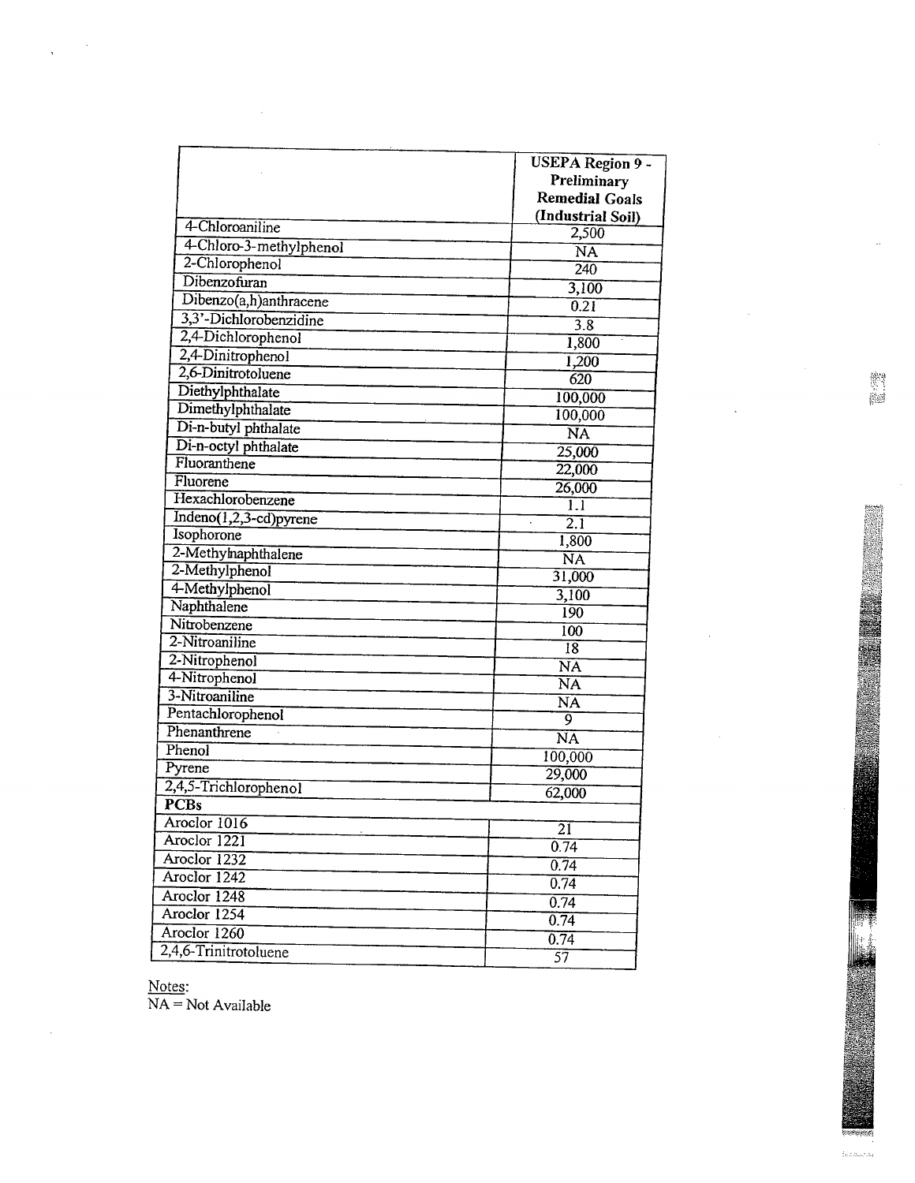| | USEPA Region 9 - Preliminary Remedial Goals (Industrial Soil) |
|---|---|
| 4-Chloroaniline | 2,500 |
| 4-Chloro-3-methylphenol | NA |
| 2-Chlorophenol | 240 |
| Dibenzofuran | 3,100 |
| Dibenzo(a,h)anthracene | 0.21 |
| 3,3'-Dichlorobenzidine | 3.8 |
| 2,4-Dichlorophenol | 1,800 |
| 2,4-Dinitrophenol | 1,200 |
| 2,6-Dinitrotoluene | 620 |
| Diethylphthalate | 100,000 |
| Dimethylphthalate | 100,000 |
| Di-n-butyl phthalate | NA |
| Di-n-octyl phthalate | 25,000 |
| Fluoranthene | 22,000 |
| Fluorene | 26,000 |
| Hexachlorobenzene | 1.1 |
| Indeno(1,2,3-cd)pyrene | 2.1 |
| Isophorone | 1,800 |
| 2-Methylnaphthalene | NA |
| 2-Methylphenol | 31,000 |
| 4-Methylphenol | 3,100 |
| Naphthalene | 190 |
| Nitrobenzene | 100 |
| 2-Nitroaniline | 18 |
| 2-Nitrophenol | NA |
| 4-Nitrophenol | NA |
| 3-Nitroaniline | NA |
| Pentachlorophenol | 9 |
| Phenanthrene | NA |
| Phenol | 100,000 |
| Pyrene | 29,000 |
| 2,4,5-Trichlorophenol | 62,000 |
| **PCBs** | |
| Aroclor 1016 | 21 |
| Aroclor 1221 | 0.74 |
| Aroclor 1232 | 0.74 |
| Aroclor 1242 | 0.74 |
| Aroclor 1248 | 0.74 |
| Aroclor 1254 | 0.74 |
| Aroclor 1260 | 0.74 |
| 2,4,6-Trinitrotoluene | 57 |

Notes:
NA = Not Available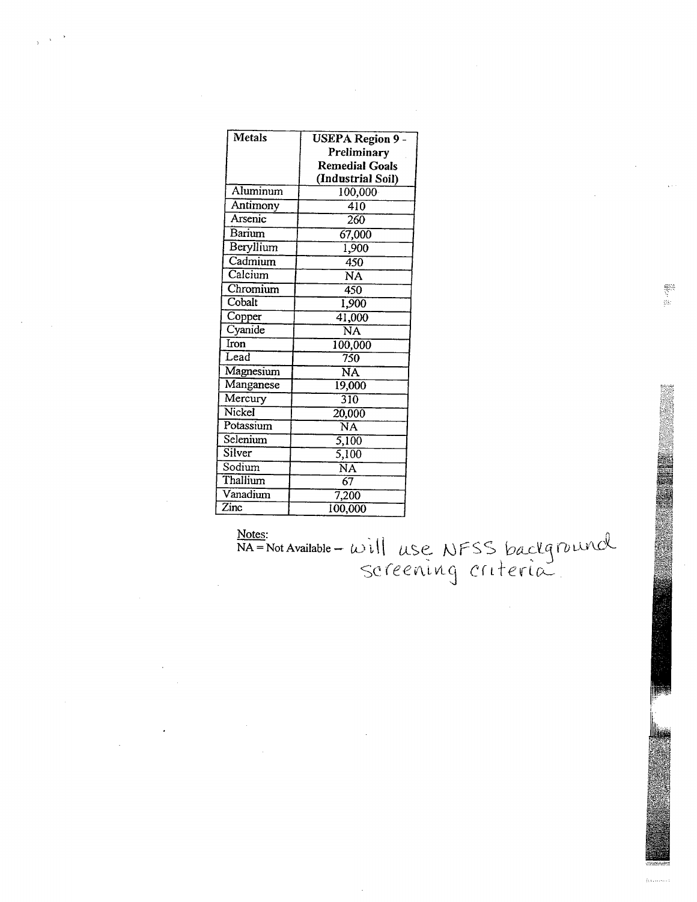| Metals | USEPA Region 9 - Preliminary Remedial Goals (Industrial Soil) |
| --- | --- |
| Aluminum | 100,000 |
| Antimony | 410 |
| Arsenic | 260 |
| Barium | 67,000 |
| Beryllium | 1,900 |
| Cadmium | 450 |
| Calcium | NA |
| Chromium | 450 |
| Cobalt | 1,900 |
| Copper | 41,000 |
| Cyanide | NA |
| Iron | 100,000 |
| Lead | 750 |
| Magnesium | NA |
| Manganese | 19,000 |
| Mercury | 310 |
| Nickel | 20,000 |
| Potassium | NA |
| Selenium | 5,100 |
| Silver | 5,100 |
| Sodium | NA |
| Thallium | 67 |
| Vanadium | 7,200 |
| Zinc | 100,000 |

Notes:
NA = Not Available – will use NFSS background screening criteria.